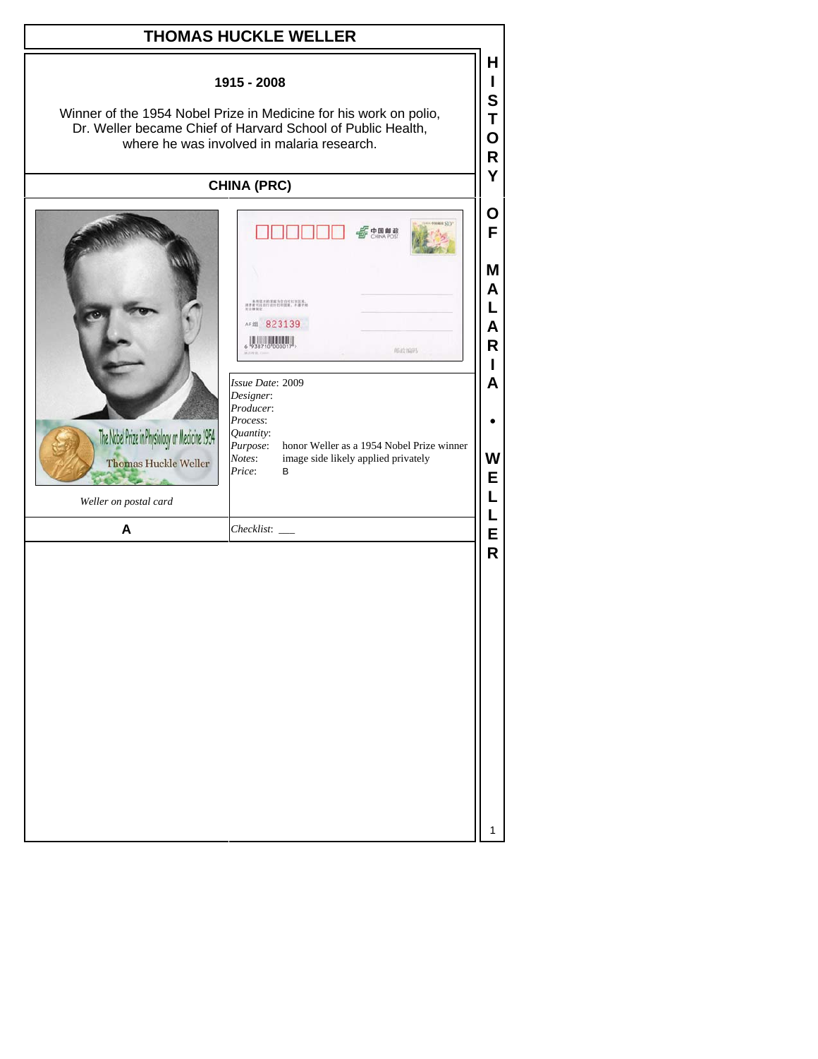# THOMAS HUCKLE WELLER

**1915 - 2008**

Winner of the 1954 Nobel Prize in Medicine for his work on polio, Dr. Weller became Chief of Harvard School of Public Health, where he was involved in malaria research.

## CHINA (PRC)

*Weller on postal card*

*Issue Date*: 2009
*Designer*:
*Producer*:
*Process*:
*Quantity*:
*Purpose*: honor Weller as a 1954 Nobel Prize winner
*Notes*: image side likely applied privately
*Price*: B

**A**

*Checklist*: ___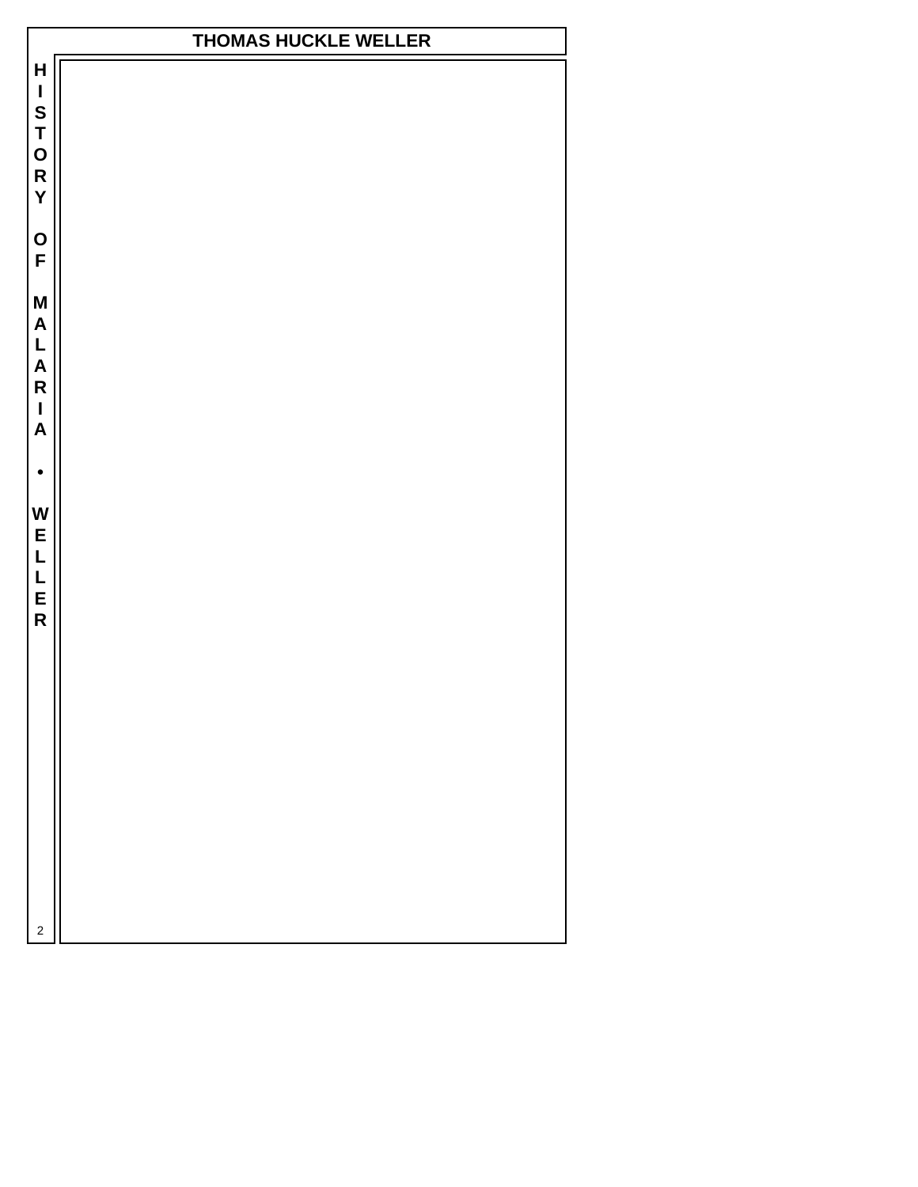# THOMAS HUCKLE WELLER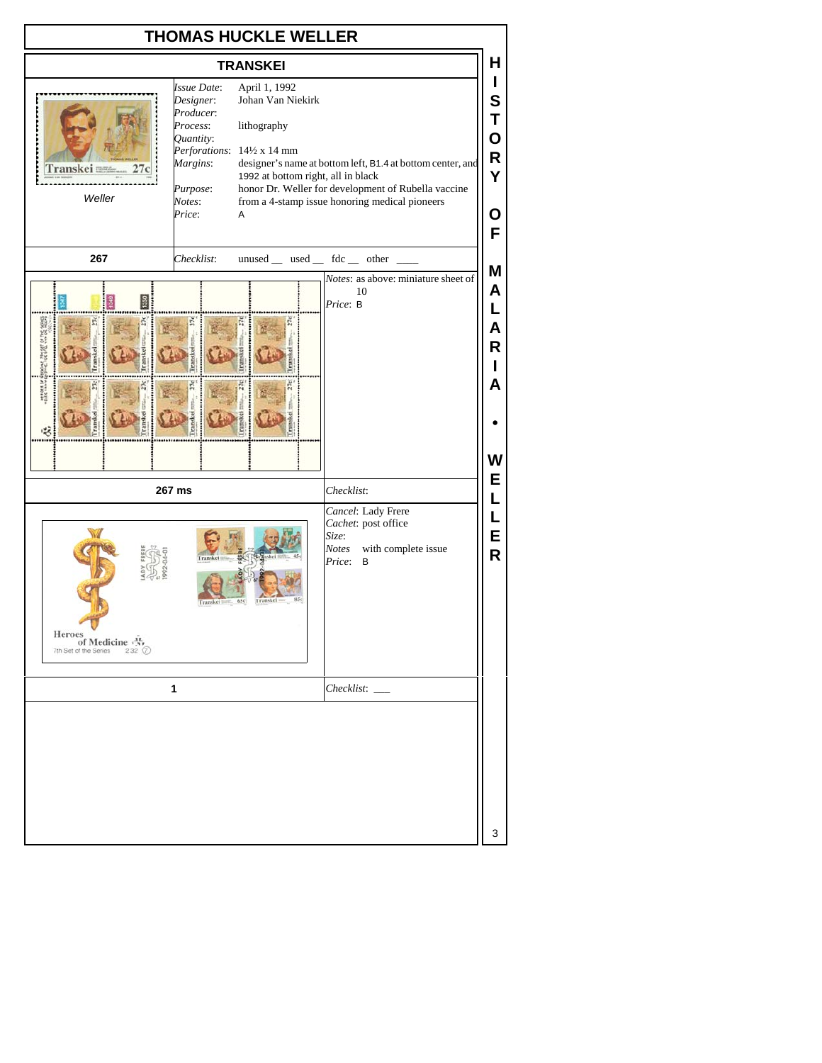# THOMAS HUCKLE WELLER

## TRANSKEI

Weller

*Issue Date*: April 1, 1992
*Designer*: Johan Van Niekirk
*Producer*:
*Process*: lithography
*Quantity*:
*Perforations*: 14½ x 14 mm
*Margins*: designer's name at bottom left, B1.4 at bottom center, and 1992 at bottom right, all in black
*Purpose*: honor Dr. Weller for development of Rubella vaccine
*Notes*: from a 4-stamp issue honoring medical pioneers
*Price*: A

**267** — *Checklist*: unused __ used __ fdc __ other ____

*Notes*: as above: miniature sheet of 10
*Price*: B

**267 ms** — *Checklist*:

*Cancel*: Lady Frere
*Cachet*: post office
*Size*:
*Notes* with complete issue
*Price*: B

**1** — *Checklist*: ___

HISTORY OF MALARIA • WELLER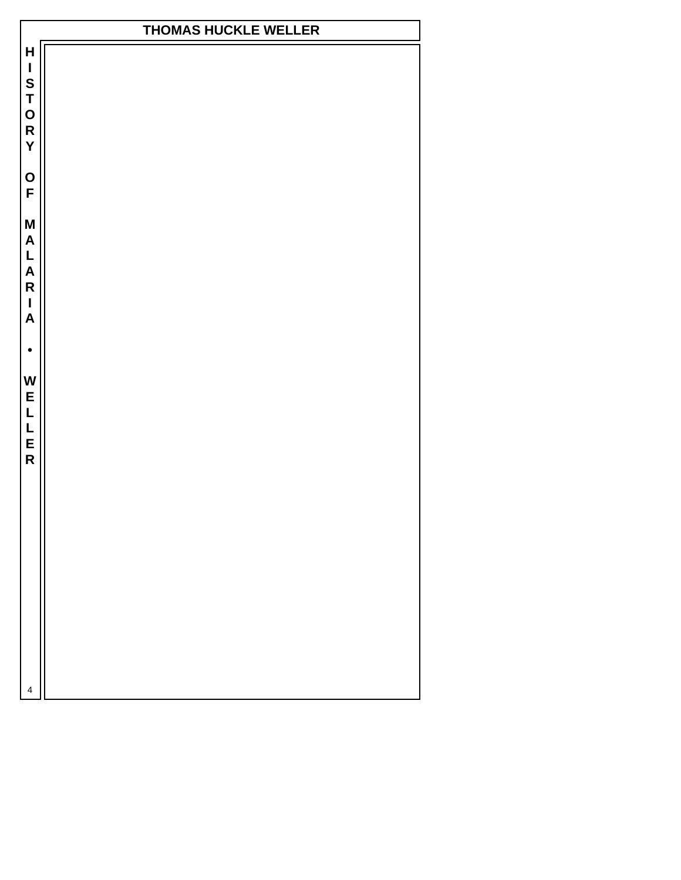# THOMAS HUCKLE WELLER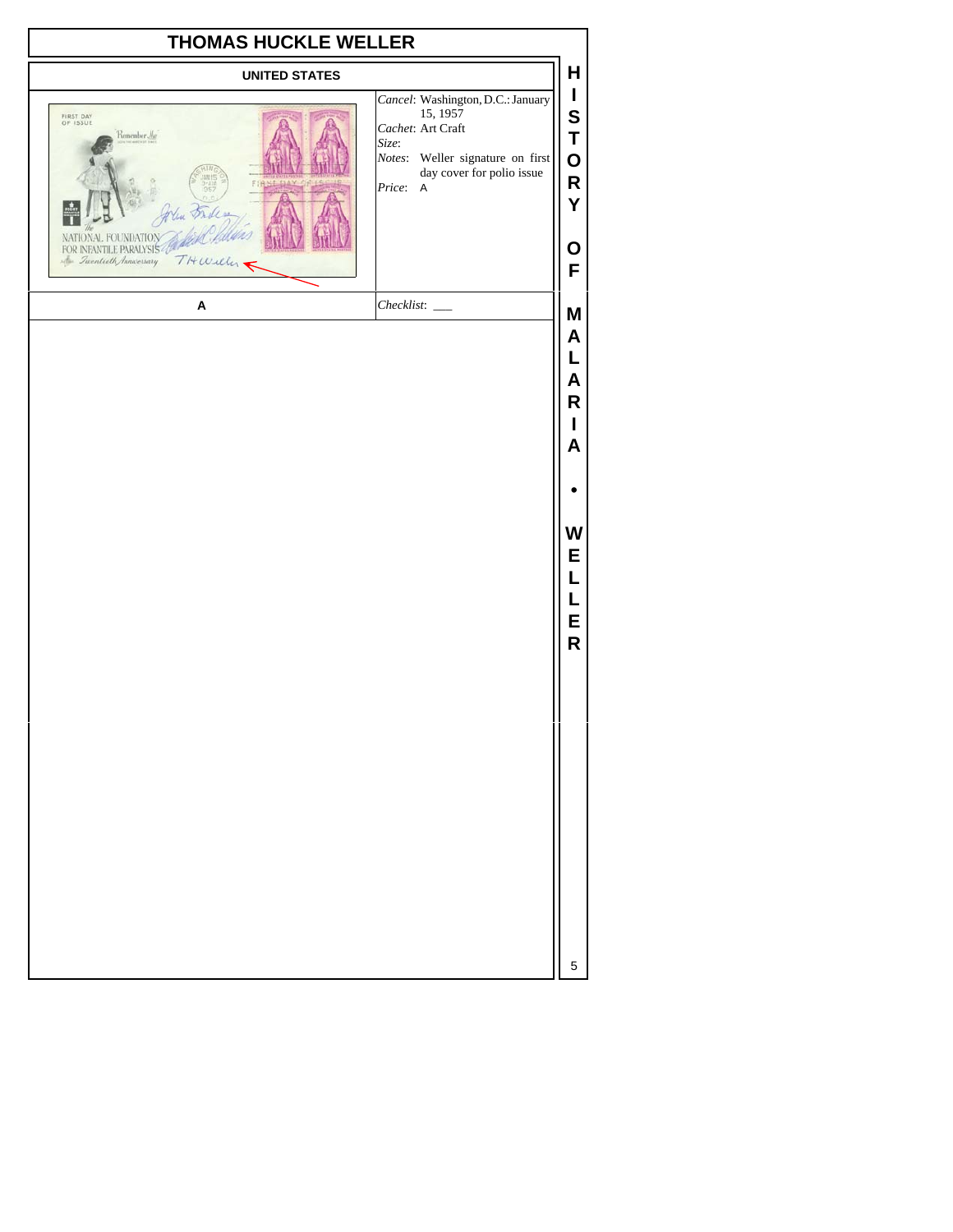# THOMAS HUCKLE WELLER

## UNITED STATES

*Cancel*: Washington, D.C.: January 15, 1957

*Cachet*: Art Craft

*Size*:

*Notes*: Weller signature on first day cover for polio issue

*Price*: A

**A**

*Checklist*: ___

**HISTORY OF MALARIA • WELLER**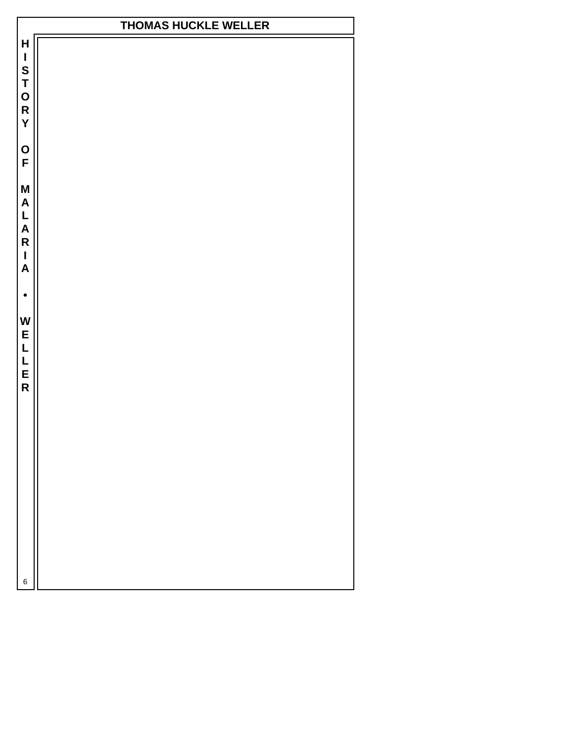# THOMAS HUCKLE WELLER